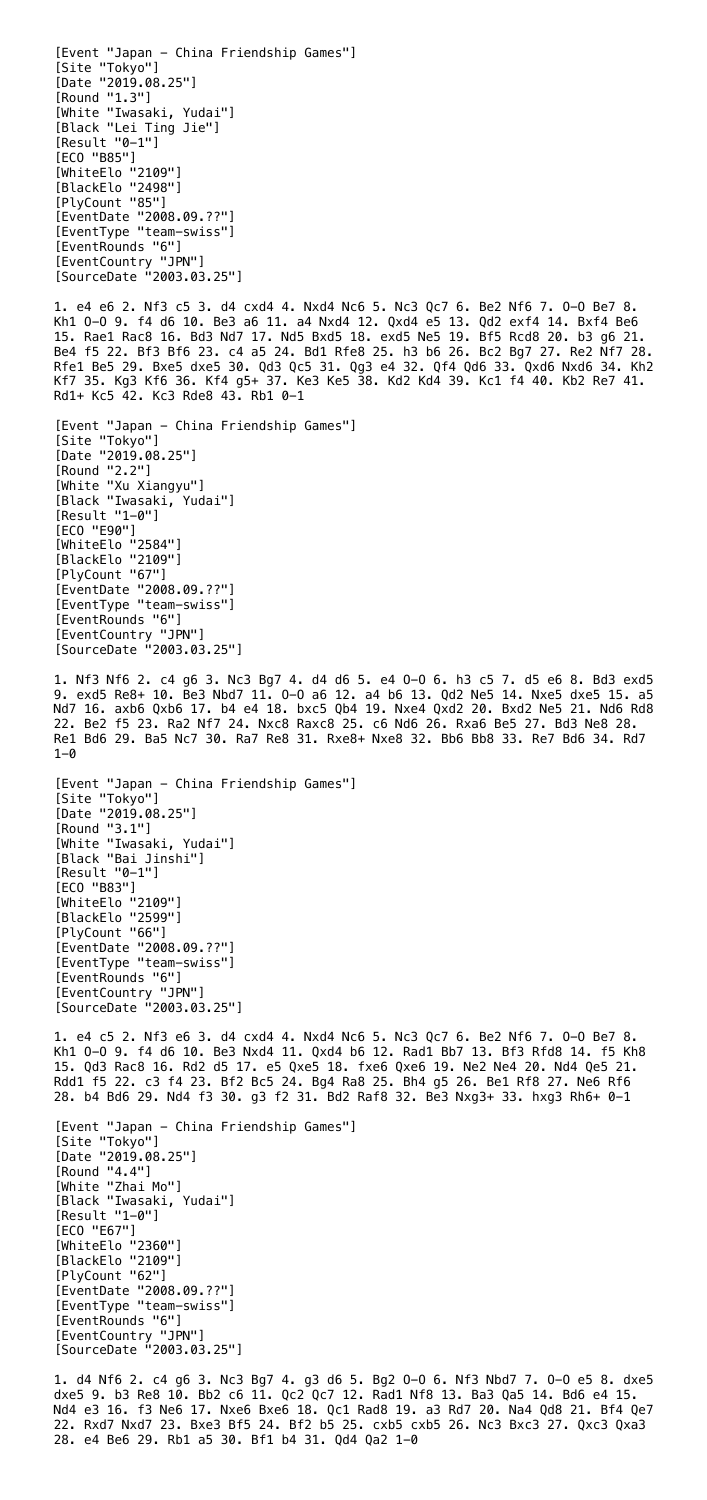```
[Event "Japan - China Friendship Games"]
[Site "Tokyo"]
[Date "2019.08.25"]
[Round "1.3"]
[White "Iwasaki, Yudai"]
[Black "Lei Ting Jie"]
[Result "0-1"]
[ECO "B85"]
[WhiteElo "2109"]
[BlackElo "2498"]
[PlyCount "85"]
[EventDate "2008.09.??"]
[EventType "team-swiss"]
[EventRounds "6"]
[EventCountry "JPN"]
[SourceDate "2003.03.25"]

1. e4 e6 2. Nf3 c5 3. d4 cxd4 4. Nxd4 Nc6 5. Nc3 Qc7 6. Be2 Nf6 7. O-O Be7 8.
Kh1 O-O 9. f4 d6 10. Be3 a6 11. a4 Nxd4 12. Qxd4 e5 13. Qd2 exf4 14. Bxf4 Be6
15. Rae1 Rac8 16. Bd3 Nd7 17. Nd5 Bxd5 18. exd5 Ne5 19. Bf5 Rcd8 20. b3 g6 21.
Be4 f5 22. Bf3 Bf6 23. c4 a5 24. Bd1 Rfe8 25. h3 b6 26. Bc2 Bg7 27. Re2 Nf7 28.
Rfe1 Be5 29. Bxe5 dxe5 30. Qd3 Qc5 31. Qg3 e4 32. Qf4 Qd6 33. Qxd6 Nxd6 34. Kh2
Kf7 35. Kg3 Kf6 36. Kf4 g5+ 37. Ke3 Ke5 38. Kd2 Kd4 39. Kc1 f4 40. Kb2 Re7 41.
Rd1+ Kc5 42. Kc3 Rde8 43. Rb1 0-1

[Event "Japan - China Friendship Games"]
[Site "Tokyo"]
[Date "2019.08.25"]
[Round "2.2"]
[White "Xu Xiangyu"]
[Black "Iwasaki, Yudai"]
[Result "1-0"]
[ECO "E90"]
[WhiteElo "2584"]
[BlackElo "2109"]
[PlyCount "67"]
[EventDate "2008.09.??"]
[EventType "team-swiss"]
[EventRounds "6"]
[EventCountry "JPN"]
[SourceDate "2003.03.25"]

1. Nf3 Nf6 2. c4 g6 3. Nc3 Bg7 4. d4 d6 5. e4 O-O 6. h3 c5 7. d5 e6 8. Bd3 exd5
9. exd5 Re8+ 10. Be3 Nbd7 11. O-O a6 12. a4 b6 13. Qd2 Ne5 14. Nxe5 dxe5 15. a5
Nd7 16. axb6 Qxb6 17. b4 e4 18. bxc5 Qb4 19. Nxe4 Qxd2 20. Bxd2 Ne5 21. Nd6 Rd8
22. Be2 f5 23. Ra2 Nf7 24. Nxc8 Raxc8 25. c6 Nd6 26. Rxa6 Be5 27. Bd3 Ne8 28.
Re1 Bd6 29. Ba5 Nc7 30. Ra7 Re8 31. Rxe8+ Nxe8 32. Bb6 Bb8 33. Re7 Bd6 34. Rd7
1-0

[Event "Japan - China Friendship Games"]
[Site "Tokyo"]
[Date "2019.08.25"]
[Round "3.1"]
[White "Iwasaki, Yudai"]
[Black "Bai Jinshi"]
[Result "0-1"]
[ECO "B83"]
[WhiteElo "2109"]
[BlackElo "2599"]
[PlyCount "66"]
[EventDate "2008.09.??"]
[EventType "team-swiss"]
[EventRounds "6"]
[EventCountry "JPN"]
[SourceDate "2003.03.25"]

1. e4 c5 2. Nf3 e6 3. d4 cxd4 4. Nxd4 Nc6 5. Nc3 Qc7 6. Be2 Nf6 7. O-O Be7 8.
Kh1 O-O 9. f4 d6 10. Be3 Nxd4 11. Qxd4 b6 12. Rad1 Bb7 13. Bf3 Rfd8 14. f5 Kh8
15. Qd3 Rac8 16. Rd2 d5 17. e5 Qxe5 18. fxe6 Qxe6 19. Ne2 Ne4 20. Nd4 Qe5 21.
Rdd1 f5 22. c3 f4 23. Bf2 Bc5 24. Bg4 Ra8 25. Bh4 g5 26. Be1 Rf8 27. Ne6 Rf6
28. b4 Bd6 29. Nd4 f3 30. g3 f2 31. Bd2 Raf8 32. Be3 Nxg3+ 33. hxg3 Rh6+ 0-1

[Event "Japan - China Friendship Games"]
[Site "Tokyo"]
[Date "2019.08.25"]
[Round "4.4"]
[White "Zhai Mo"]
[Black "Iwasaki, Yudai"]
[Result "1-0"]
[ECO "E67"]
[WhiteElo "2360"]
[BlackElo "2109"]
[PlyCount "62"]
[EventDate "2008.09.??"]
[EventType "team-swiss"]
[EventRounds "6"]
[EventCountry "JPN"]
[SourceDate "2003.03.25"]

1. d4 Nf6 2. c4 g6 3. Nc3 Bg7 4. g3 d6 5. Bg2 O-O 6. Nf3 Nbd7 7. O-O e5 8. dxe5
dxe5 9. b3 Re8 10. Bb2 c6 11. Qc2 Qc7 12. Rad1 Nf8 13. Ba3 Qa5 14. Bd6 e4 15.
Nd4 e3 16. f3 Ne6 17. Nxe6 Bxe6 18. Qc1 Rad8 19. a3 Rd7 20. Na4 Qd8 21. Bf4 Qe7
22. Rxd7 Nxd7 23. Bxe3 Bf5 24. Bf2 b5 25. cxb5 cxb5 26. Nc3 Bxc3 27. Qxc3 Qxa3
28. e4 Be6 29. Rb1 a5 30. Bf1 b4 31. Qd4 Qa2 1-0
```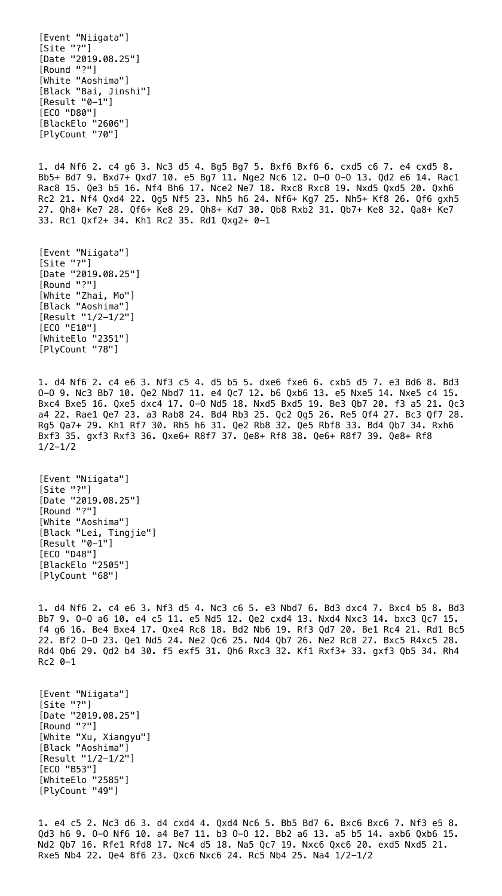[Event "Niigata"]
[Site "?"]
[Date "2019.08.25"]
[Round "?"]
[White "Aoshima"]
[Black "Bai, Jinshi"]
[Result "0-1"]
[ECO "D80"]
[BlackElo "2606"]
[PlyCount "70"]

1. d4 Nf6 2. c4 g6 3. Nc3 d5 4. Bg5 Bg7 5. Bxf6 Bxf6 6. cxd5 c6 7. e4 cxd5 8. Bb5+ Bd7 9. Bxd7+ Qxd7 10. e5 Bg7 11. Nge2 Nc6 12. O-O O-O 13. Qd2 e6 14. Rac1 Rac8 15. Qe3 b5 16. Nf4 Bh6 17. Nce2 Ne7 18. Rxc8 Rxc8 19. Nxd5 Qxd5 20. Qxh6 Rc2 21. Nf4 Qxd4 22. Qg5 Nf5 23. Nh5 h6 24. Nf6+ Kg7 25. Nh5+ Kf8 26. Qf6 gxh5 27. Qh8+ Ke7 28. Qf6+ Ke8 29. Qh8+ Kd7 30. Qb8 Rxb2 31. Qb7+ Ke8 32. Qa8+ Ke7 33. Rc1 Qxf2+ 34. Kh1 Rc2 35. Rd1 Qxg2+ 0-1

[Event "Niigata"]
[Site "?"]
[Date "2019.08.25"]
[Round "?"]
[White "Zhai, Mo"]
[Black "Aoshima"]
[Result "1/2-1/2"]
[ECO "E10"]
[WhiteElo "2351"]
[PlyCount "78"]

1. d4 Nf6 2. c4 e6 3. Nf3 c5 4. d5 b5 5. dxe6 fxe6 6. cxb5 d5 7. e3 Bd6 8. Bd3 O-O 9. Nc3 Bb7 10. Qe2 Nbd7 11. e4 Qc7 12. b6 Qxb6 13. e5 Nxe5 14. Nxe5 c4 15. Bxc4 Bxe5 16. Qxe5 dxc4 17. O-O Nd5 18. Nxd5 Bxd5 19. Be3 Qb7 20. f3 a5 21. Qc3 a4 22. Rae1 Qe7 23. a3 Rab8 24. Bd4 Rb3 25. Qc2 Qg5 26. Re5 Qf4 27. Bc3 Qf7 28. Rg5 Qa7+ 29. Kh1 Rf7 30. Rh5 h6 31. Qe2 Rb8 32. Qe5 Rbf8 33. Bd4 Qb7 34. Rxh6 Bxf3 35. gxf3 Rxf3 36. Qxe6+ R8f7 37. Qe8+ Rf8 38. Qe6+ R8f7 39. Qe8+ Rf8 1/2-1/2

[Event "Niigata"]
[Site "?"]
[Date "2019.08.25"]
[Round "?"]
[White "Aoshima"]
[Black "Lei, Tingjie"]
[Result "0-1"]
[ECO "D48"]
[BlackElo "2505"]
[PlyCount "68"]

1. d4 Nf6 2. c4 e6 3. Nf3 d5 4. Nc3 c6 5. e3 Nbd7 6. Bd3 dxc4 7. Bxc4 b5 8. Bd3 Bb7 9. O-O a6 10. e4 c5 11. e5 Nd5 12. Qe2 cxd4 13. Nxd4 Nxc3 14. bxc3 Qc7 15. f4 g6 16. Be4 Bxe4 17. Qxe4 Rc8 18. Bd2 Nb6 19. Rf3 Qd7 20. Be1 Rc4 21. Rd1 Bc5 22. Bf2 O-O 23. Qe1 Nd5 24. Ne2 Qc6 25. Nd4 Qb7 26. Ne2 Rc8 27. Bxc5 R4xc5 28. Rd4 Qb6 29. Qd2 b4 30. f5 exf5 31. Qh6 Rxc3 32. Kf1 Rxf3+ 33. gxf3 Qb5 34. Rh4 Rc2 0-1

[Event "Niigata"]
[Site "?"]
[Date "2019.08.25"]
[Round "?"]
[White "Xu, Xiangyu"]
[Black "Aoshima"]
[Result "1/2-1/2"]
[ECO "B53"]
[WhiteElo "2585"]
[PlyCount "49"]

1. e4 c5 2. Nc3 d6 3. d4 cxd4 4. Qxd4 Nc6 5. Bb5 Bd7 6. Bxc6 Bxc6 7. Nf3 e5 8. Qd3 h6 9. O-O Nf6 10. a4 Be7 11. b3 O-O 12. Bb2 a6 13. a5 b5 14. axb6 Qxb6 15. Nd2 Qb7 16. Rfe1 Rfd8 17. Nc4 d5 18. Na5 Qc7 19. Nxc6 Qxc6 20. exd5 Nxd5 21. Rxe5 Nb4 22. Qe4 Bf6 23. Qxc6 Nxc6 24. Rc5 Nb4 25. Na4 1/2-1/2